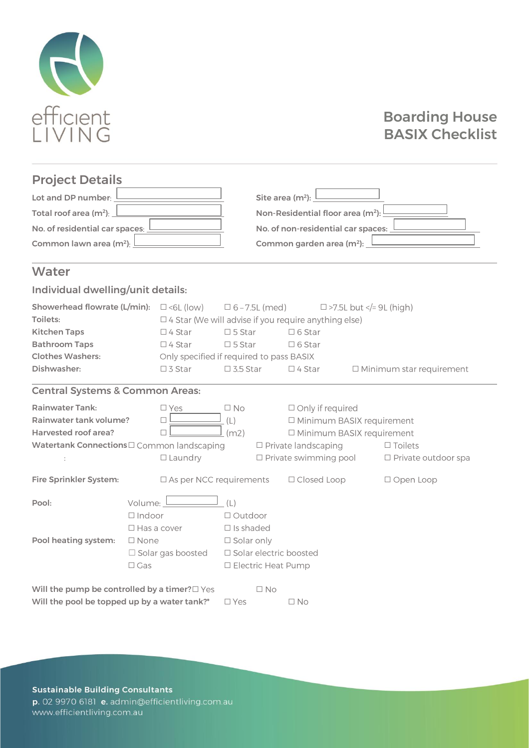efficient LIVING

# Boarding House BASIX Checklist

## Project Details

Lot and DP number: ______

Total roof area ($m^2$): ______

No. of residential car spaces: ______

Common lawn area ($m^2$): ______

Site area ($m^2$): ______

Non-Residential floor area ($m^2$): ______

No. of non-residential car spaces: ______

Common garden area ($m^2$): ______

## Water

### Individual dwelling/unit details:

| | | | | |
|---|---|---|---|---|
| **Showerhead flowrate (L/min):** | ☐ <6L (low) | ☐ 6 – 7.5L (med) | ☐ >7.5L but </= 9L (high) | |
| **Toilets:** | ☐ 4 Star (We will advise if you require anything else) | | | |
| **Kitchen Taps** | ☐ 4 Star | ☐ 5 Star | ☐ 6 Star | |
| **Bathroom Taps** | ☐ 4 Star | ☐ 5 Star | ☐ 6 Star | |
| **Clothes Washers:** | Only specified if required to pass BASIX | | | |
| **Dishwasher:** | ☐ 3 Star | ☐ 3.5 Star | ☐ 4 Star | ☐ Minimum star requirement |

### Central Systems & Common Areas:

| | | | | |
|---|---|---|---|---|
| **Rainwater Tank:** | ☐ Yes | ☐ No | ☐ Only if required | |
| **Rainwater tank volume?** | ☐ ______ (L) | | ☐ Minimum BASIX requirement | |
| **Harvested roof area?** | ☐ ______ (m2) | | ☐ Minimum BASIX requirement | |
| **Watertank Connections:** | ☐ Common landscaping | ☐ Private landscaping | ☐ Toilets | |
| | ☐ Laundry | ☐ Private swimming pool | ☐ Private outdoor spa | |
| **Fire Sprinkler System:** | ☐ As per NCC requirements | ☐ Closed Loop | ☐ Open Loop | |

**Pool:** Volume: ______ (L)

☐ Indoor ☐ Outdoor

☐ Has a cover ☐ Is shaded

**Pool heating system:** ☐ None ☐ Solar only

☐ Solar gas boosted ☐ Solar electric boosted

☐ Gas ☐ Electric Heat Pump

**Will the pump be controlled by a timer?** ☐ Yes ☐ No

**Will the pool be topped up by a water tank?*** ☐ Yes ☐ No

**Sustainable Building Consultants**

**p.** 02 9970 6181 **e.** admin@efficientliving.com.au

www.efficientliving.com.au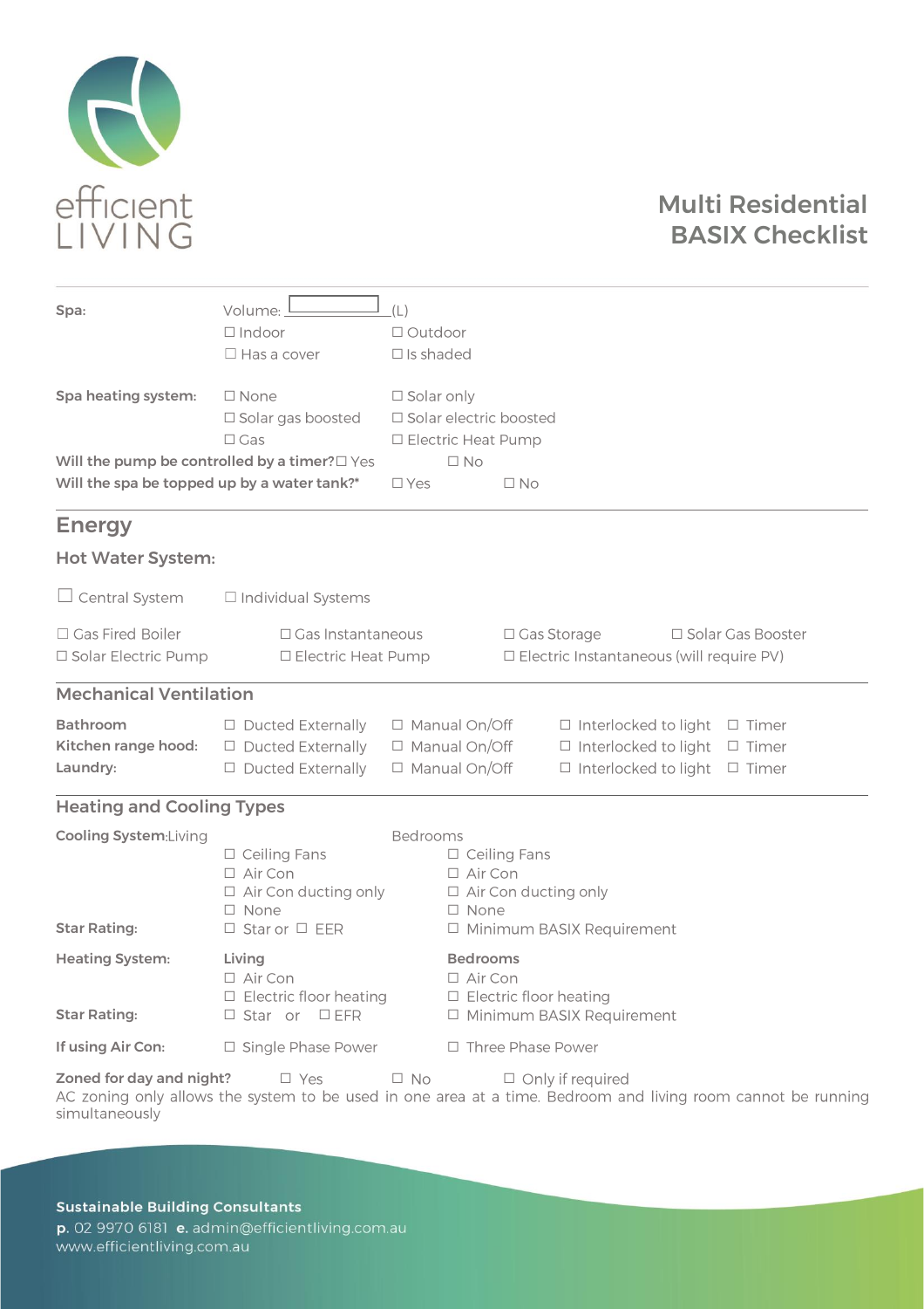# Multi Residential BASIX Checklist

**Spa:** Volume: ______ (L)

☐ Indoor ☐ Outdoor
☐ Has a cover ☐ Is shaded

**Spa heating system:**

☐ None ☐ Solar only
☐ Solar gas boosted ☐ Solar electric boosted
☐ Gas ☐ Electric Heat Pump

**Will the pump be controlled by a timer?** ☐ Yes ☐ No

**Will the spa be topped up by a water tank?*** ☐ Yes ☐ No

## Energy

### Hot Water System:

☐ Central System ☐ Individual Systems

☐ Gas Fired Boiler ☐ Gas Instantaneous ☐ Gas Storage ☐ Solar Gas Booster
☐ Solar Electric Pump ☐ Electric Heat Pump ☐ Electric Instantaneous (will require PV)

### Mechanical Ventilation

| | | | | |
|---|---|---|---|---|
| **Bathroom** | ☐ Ducted Externally | ☐ Manual On/Off | ☐ Interlocked to light | ☐ Timer |
| **Kitchen range hood:** | ☐ Ducted Externally | ☐ Manual On/Off | ☐ Interlocked to light | ☐ Timer |
| **Laundry:** | ☐ Ducted Externally | ☐ Manual On/Off | ☐ Interlocked to light | ☐ Timer |

### Heating and Cooling Types

**Cooling System:** Living

☐ Ceiling Fans
☐ Air Con
☐ Air Con ducting only
☐ None

Bedrooms

☐ Ceiling Fans
☐ Air Con
☐ Air Con ducting only
☐ None

**Star Rating:** ☐ Star or ☐ EER ☐ Minimum BASIX Requirement

**Heating System:**

**Living**

☐ Air Con
☐ Electric floor heating

**Bedrooms**

☐ Air Con
☐ Electric floor heating

**Star Rating:** ☐ Star or ☐ EFR ☐ Minimum BASIX Requirement

**If using Air Con:** ☐ Single Phase Power ☐ Three Phase Power

**Zoned for day and night?** ☐ Yes ☐ No ☐ Only if required

AC zoning only allows the system to be used in one area at a time. Bedroom and living room cannot be running simultaneously

**Sustainable Building Consultants**
**p.** 02 9970 6181 **e.** admin@efficientliving.com.au
www.efficientliving.com.au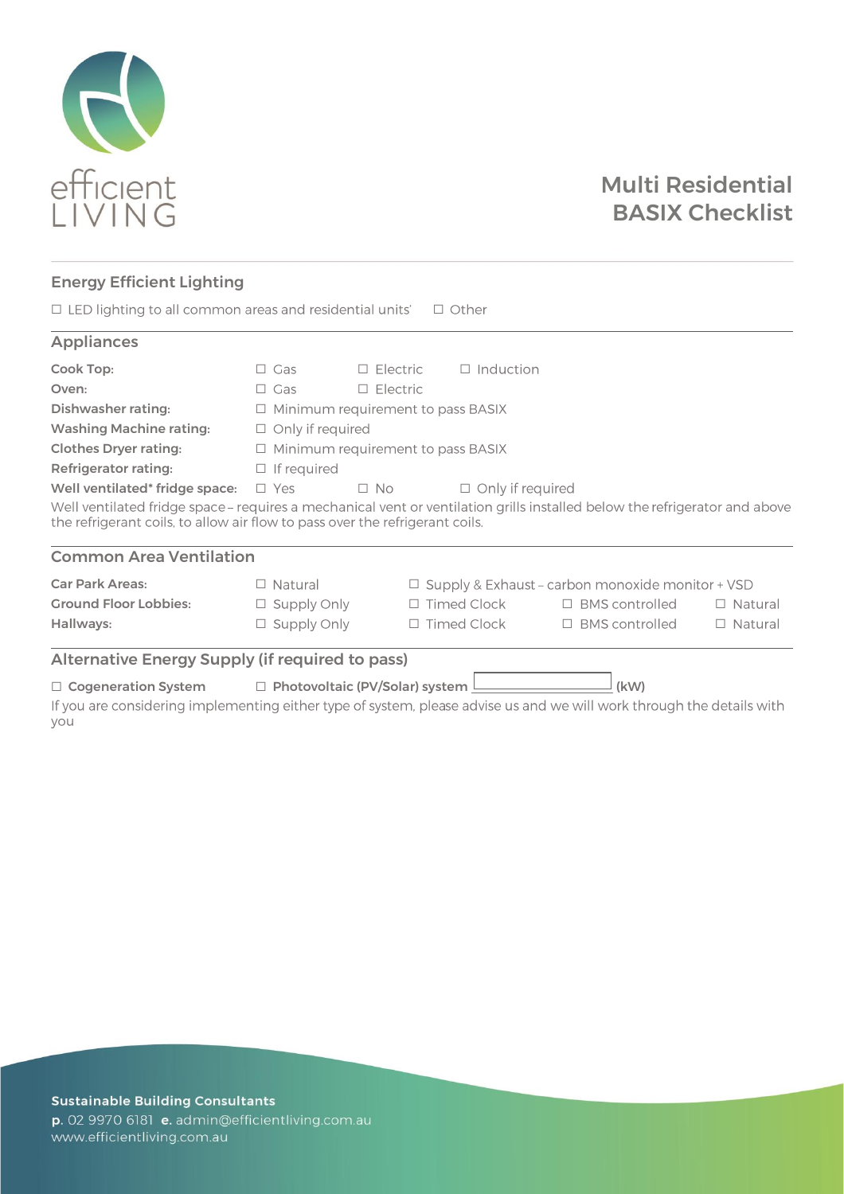efficient LIVING

# Multi Residential BASIX Checklist

## Energy Efficient Lighting

☐ LED lighting to all common areas and residential units' ☐ Other

## Appliances

| | | | |
|---|---|---|---|
| **Cook Top:** | ☐ Gas | ☐ Electric | ☐ Induction |
| **Oven:** | ☐ Gas | ☐ Electric | |
| **Dishwasher rating:** | ☐ Minimum requirement to pass BASIX | | |
| **Washing Machine rating:** | ☐ Only if required | | |
| **Clothes Dryer rating:** | ☐ Minimum requirement to pass BASIX | | |
| **Refrigerator rating:** | ☐ If required | | |
| **Well ventilated* fridge space:** | ☐ Yes | ☐ No | ☐ Only if required |

Well ventilated fridge space – requires a mechanical vent or ventilation grills installed below the refrigerator and above the refrigerant coils, to allow air flow to pass over the refrigerant coils.

## Common Area Ventilation

| | | | | |
|---|---|---|---|---|
| **Car Park Areas:** | ☐ Natural | ☐ Supply & Exhaust – carbon monoxide monitor + VSD | | |
| **Ground Floor Lobbies:** | ☐ Supply Only | ☐ Timed Clock | ☐ BMS controlled | ☐ Natural |
| **Hallways:** | ☐ Supply Only | ☐ Timed Clock | ☐ BMS controlled | ☐ Natural |

## Alternative Energy Supply (if required to pass)

☐ **Cogeneration System** ☐ **Photovoltaic (PV/Solar) system** ________ **(kW)**

If you are considering implementing either type of system, please advise us and we will work through the details with you

**Sustainable Building Consultants**
**p.** 02 9970 6181 **e.** admin@efficientliving.com.au
www.efficientliving.com.au